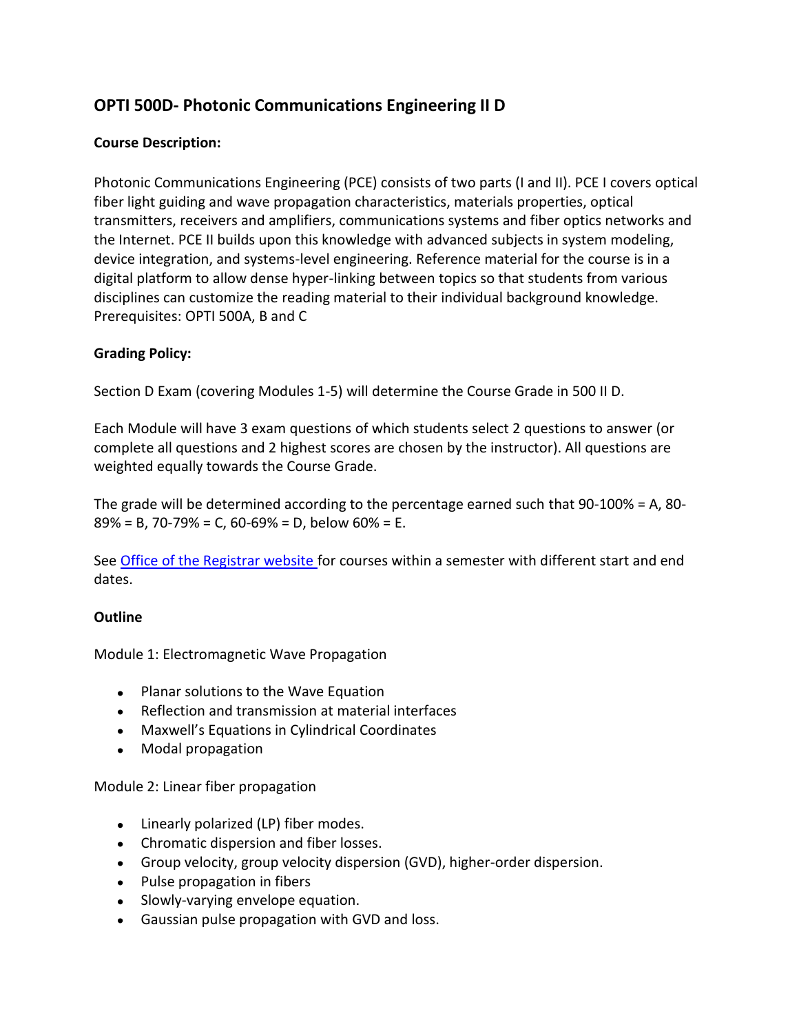# OPTI 500D- Photonic Communications Engineering II D

**Course Description:**

Photonic Communications Engineering (PCE) consists of two parts (I and II). PCE I covers optical fiber light guiding and wave propagation characteristics, materials properties, optical transmitters, receivers and amplifiers, communications systems and fiber optics networks and the Internet. PCE II builds upon this knowledge with advanced subjects in system modeling, device integration, and systems-level engineering. Reference material for the course is in a digital platform to allow dense hyper-linking between topics so that students from various disciplines can customize the reading material to their individual background knowledge. Prerequisites: OPTI 500A, B and C

**Grading Policy:**

Section D Exam (covering Modules 1-5) will determine the Course Grade in 500 II D.

Each Module will have 3 exam questions of which students select 2 questions to answer (or complete all questions and 2 highest scores are chosen by the instructor). All questions are weighted equally towards the Course Grade.

The grade will be determined according to the percentage earned such that 90-100% = A, 80-89% = B, 70-79% = C, 60-69% = D, below 60% = E.

See [Office of the Registrar website](#) for courses within a semester with different start and end dates.

**Outline**

Module 1: Electromagnetic Wave Propagation

- Planar solutions to the Wave Equation
- Reflection and transmission at material interfaces
- Maxwell's Equations in Cylindrical Coordinates
- Modal propagation

Module 2: Linear fiber propagation

- Linearly polarized (LP) fiber modes.
- Chromatic dispersion and fiber losses.
- Group velocity, group velocity dispersion (GVD), higher-order dispersion.
- Pulse propagation in fibers
- Slowly-varying envelope equation.
- Gaussian pulse propagation with GVD and loss.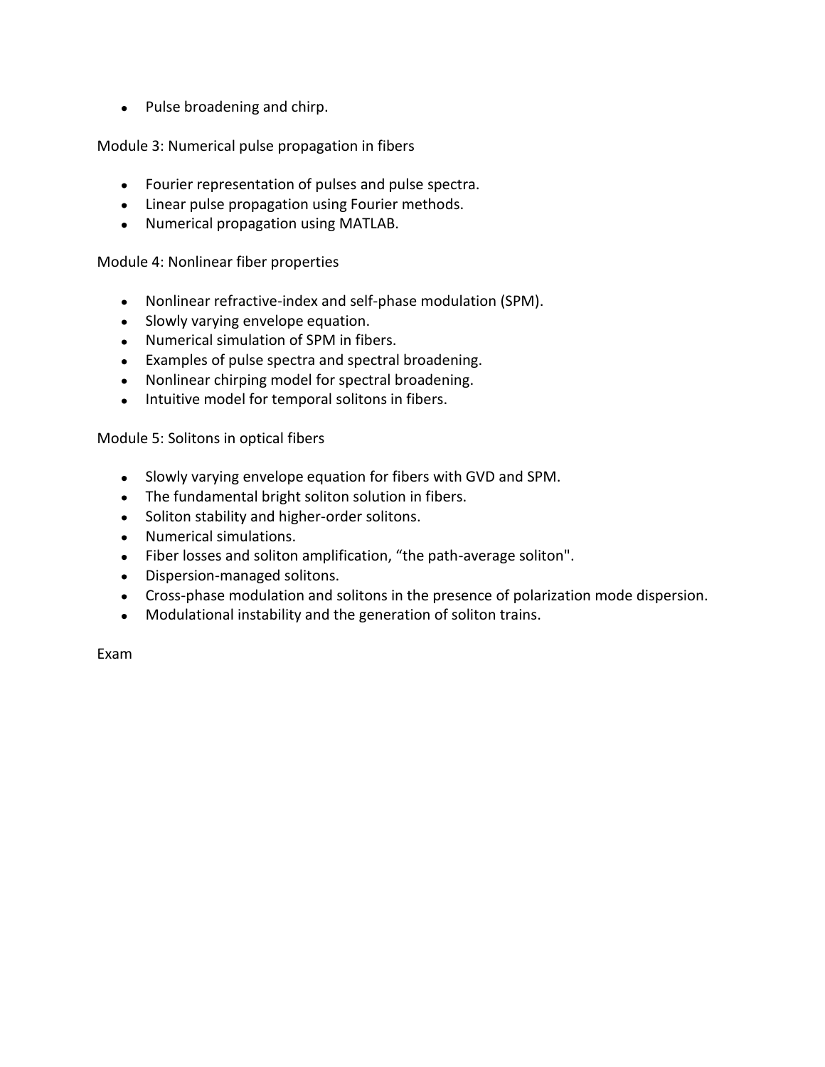- Pulse broadening and chirp.

Module 3: Numerical pulse propagation in fibers

- Fourier representation of pulses and pulse spectra.
- Linear pulse propagation using Fourier methods.
- Numerical propagation using MATLAB.

Module 4: Nonlinear fiber properties

- Nonlinear refractive-index and self-phase modulation (SPM).
- Slowly varying envelope equation.
- Numerical simulation of SPM in fibers.
- Examples of pulse spectra and spectral broadening.
- Nonlinear chirping model for spectral broadening.
- Intuitive model for temporal solitons in fibers.

Module 5: Solitons in optical fibers

- Slowly varying envelope equation for fibers with GVD and SPM.
- The fundamental bright soliton solution in fibers.
- Soliton stability and higher-order solitons.
- Numerical simulations.
- Fiber losses and soliton amplification, “the path-average soliton".
- Dispersion-managed solitons.
- Cross-phase modulation and solitons in the presence of polarization mode dispersion.
- Modulational instability and the generation of soliton trains.

Exam